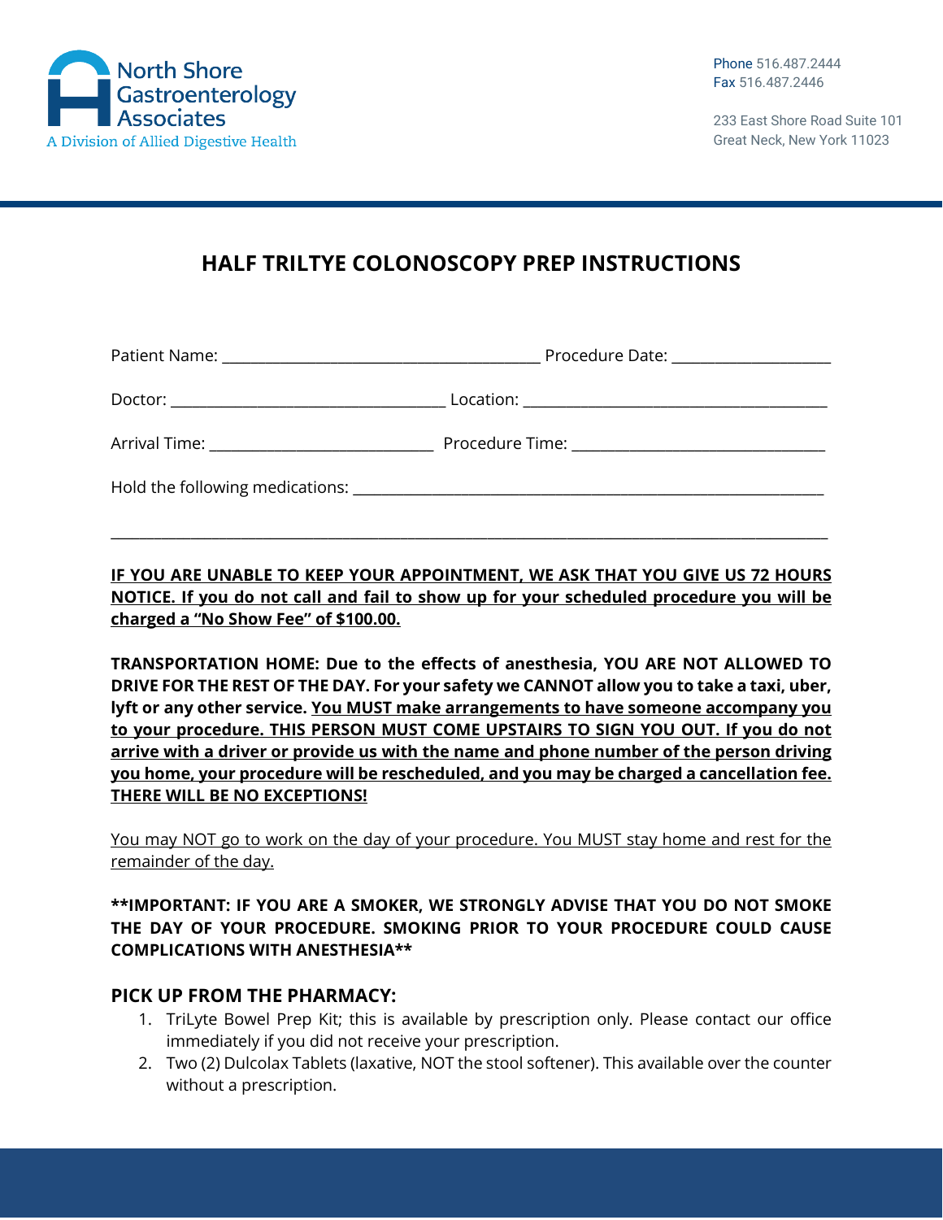North Shore Gastroenterology Associates
A Division of Allied Digestive Health

Phone 516.487.2444
Fax 516.487.2446

233 East Shore Road Suite 101
Great Neck, New York 11023

# HALF TRILTYE COLONOSCOPY PREP INSTRUCTIONS

Patient Name: ________________________________________ Procedure Date: ____________________

Doctor: ___________________________________ Location: ______________________________________

Arrival Time: ____________________________ Procedure Time: ________________________________

Hold the following medications: _____________________________________________________________

______________________________________________________________________________________________

**IF YOU ARE UNABLE TO KEEP YOUR APPOINTMENT, WE ASK THAT YOU GIVE US 72 HOURS NOTICE. If you do not call and fail to show up for your scheduled procedure you will be charged a "No Show Fee" of $100.00.**

**TRANSPORTATION HOME: Due to the effects of anesthesia, YOU ARE NOT ALLOWED TO DRIVE FOR THE REST OF THE DAY. For your safety we CANNOT allow you to take a taxi, uber, lyft or any other service. You MUST make arrangements to have someone accompany you to your procedure. THIS PERSON MUST COME UPSTAIRS TO SIGN YOU OUT. If you do not arrive with a driver or provide us with the name and phone number of the person driving you home, your procedure will be rescheduled, and you may be charged a cancellation fee. THERE WILL BE NO EXCEPTIONS!**

You may NOT go to work on the day of your procedure. You MUST stay home and rest for the remainder of the day.

**\*\*IMPORTANT: IF YOU ARE A SMOKER, WE STRONGLY ADVISE THAT YOU DO NOT SMOKE THE DAY OF YOUR PROCEDURE. SMOKING PRIOR TO YOUR PROCEDURE COULD CAUSE COMPLICATIONS WITH ANESTHESIA\*\***

## PICK UP FROM THE PHARMACY:

1. TriLyte Bowel Prep Kit; this is available by prescription only. Please contact our office immediately if you did not receive your prescription.
2. Two (2) Dulcolax Tablets (laxative, NOT the stool softener). This available over the counter without a prescription.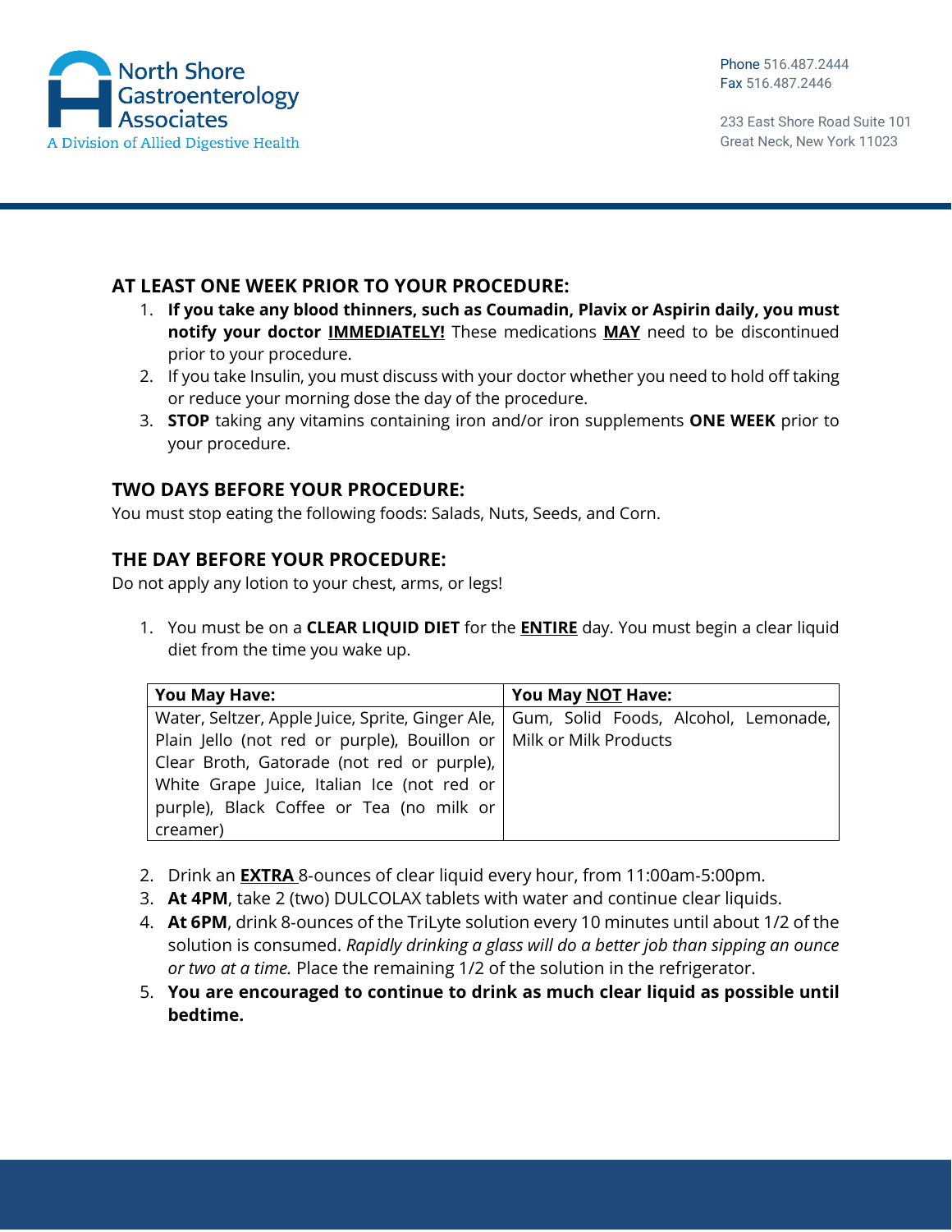## AT LEAST ONE WEEK PRIOR TO YOUR PROCEDURE:

1. **If you take any blood thinners, such as Coumadin, Plavix or Aspirin daily, you must notify your doctor <u>IMMEDIATELY!</u>** These medications **<u>MAY</u>** need to be discontinued prior to your procedure.
2. If you take Insulin, you must discuss with your doctor whether you need to hold off taking or reduce your morning dose the day of the procedure.
3. **STOP** taking any vitamins containing iron and/or iron supplements **ONE WEEK** prior to your procedure.

## TWO DAYS BEFORE YOUR PROCEDURE:

You must stop eating the following foods: Salads, Nuts, Seeds, and Corn.

## THE DAY BEFORE YOUR PROCEDURE:

Do not apply any lotion to your chest, arms, or legs!

1. You must be on a **CLEAR LIQUID DIET** for the **<u>ENTIRE</u>** day. You must begin a clear liquid diet from the time you wake up.

| You May Have: | You May <u>NOT</u> Have: |
|---|---|
| Water, Seltzer, Apple Juice, Sprite, Ginger Ale, Plain Jello (not red or purple), Bouillon or Clear Broth, Gatorade (not red or purple), White Grape Juice, Italian Ice (not red or purple), Black Coffee or Tea (no milk or creamer) | Gum, Solid Foods, Alcohol, Lemonade, Milk or Milk Products |

2. Drink an **<u>EXTRA</u>** 8-ounces of clear liquid every hour, from 11:00am-5:00pm.
3. **At 4PM**, take 2 (two) DULCOLAX tablets with water and continue clear liquids.
4. **At 6PM**, drink 8-ounces of the TriLyte solution every 10 minutes until about 1/2 of the solution is consumed. *Rapidly drinking a glass will do a better job than sipping an ounce or two at a time.* Place the remaining 1/2 of the solution in the refrigerator.
5. **You are encouraged to continue to drink as much clear liquid as possible until bedtime.**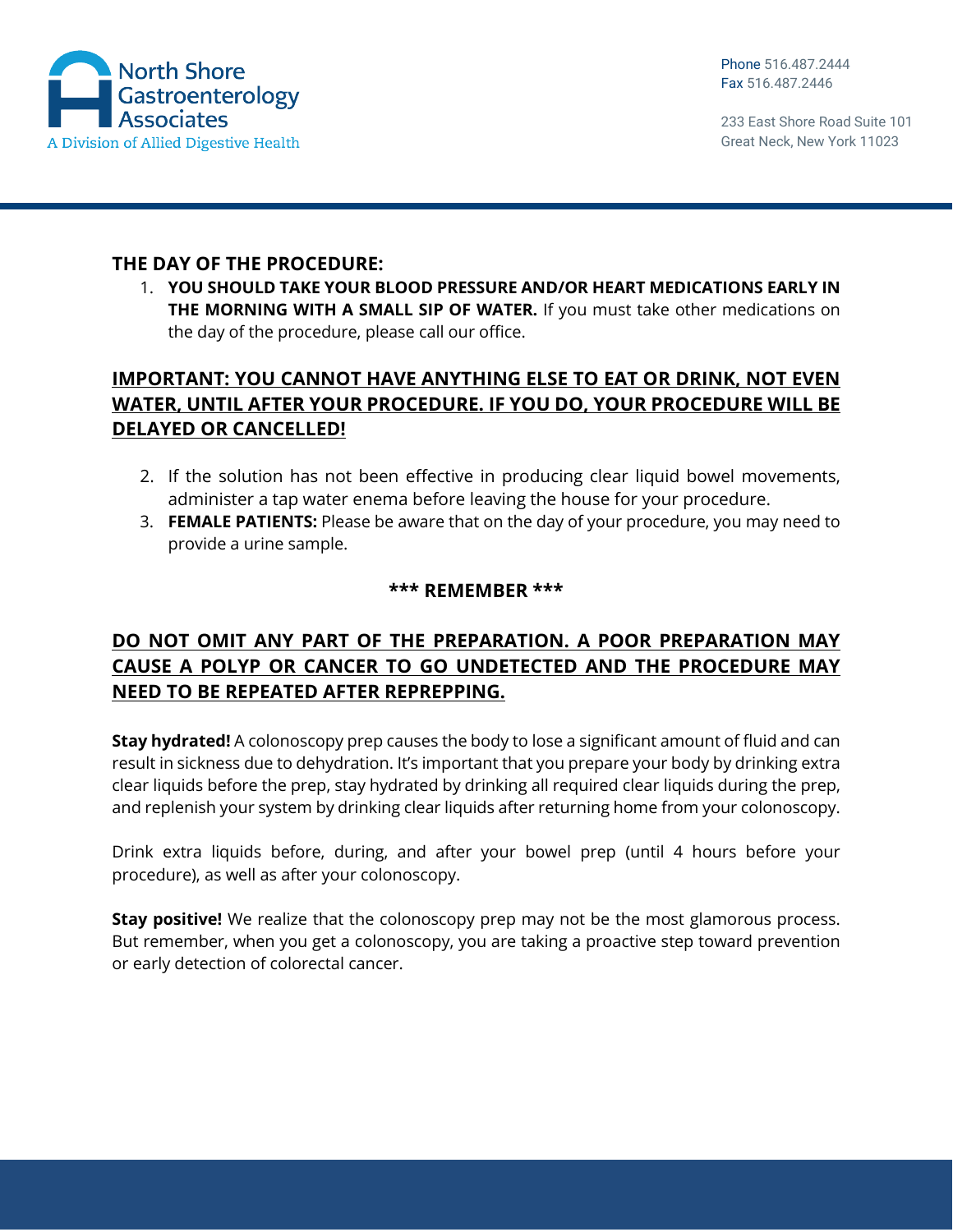**THE DAY OF THE PROCEDURE:**

1. **YOU SHOULD TAKE YOUR BLOOD PRESSURE AND/OR HEART MEDICATIONS EARLY IN THE MORNING WITH A SMALL SIP OF WATER.** If you must take other medications on the day of the procedure, please call our office.

**<u>IMPORTANT: YOU CANNOT HAVE ANYTHING ELSE TO EAT OR DRINK, NOT EVEN WATER, UNTIL AFTER YOUR PROCEDURE. IF YOU DO, YOUR PROCEDURE WILL BE DELAYED OR CANCELLED!</u>**

2. If the solution has not been effective in producing clear liquid bowel movements, administer a tap water enema before leaving the house for your procedure.
3. **FEMALE PATIENTS:** Please be aware that on the day of your procedure, you may need to provide a urine sample.

**\*\*\* REMEMBER \*\*\***

**<u>DO NOT OMIT ANY PART OF THE PREPARATION. A POOR PREPARATION MAY CAUSE A POLYP OR CANCER TO GO UNDETECTED AND THE PROCEDURE MAY NEED TO BE REPEATED AFTER REPREPPING.</u>**

**Stay hydrated!** A colonoscopy prep causes the body to lose a significant amount of fluid and can result in sickness due to dehydration. It's important that you prepare your body by drinking extra clear liquids before the prep, stay hydrated by drinking all required clear liquids during the prep, and replenish your system by drinking clear liquids after returning home from your colonoscopy.

Drink extra liquids before, during, and after your bowel prep (until 4 hours before your procedure), as well as after your colonoscopy.

**Stay positive!** We realize that the colonoscopy prep may not be the most glamorous process. But remember, when you get a colonoscopy, you are taking a proactive step toward prevention or early detection of colorectal cancer.